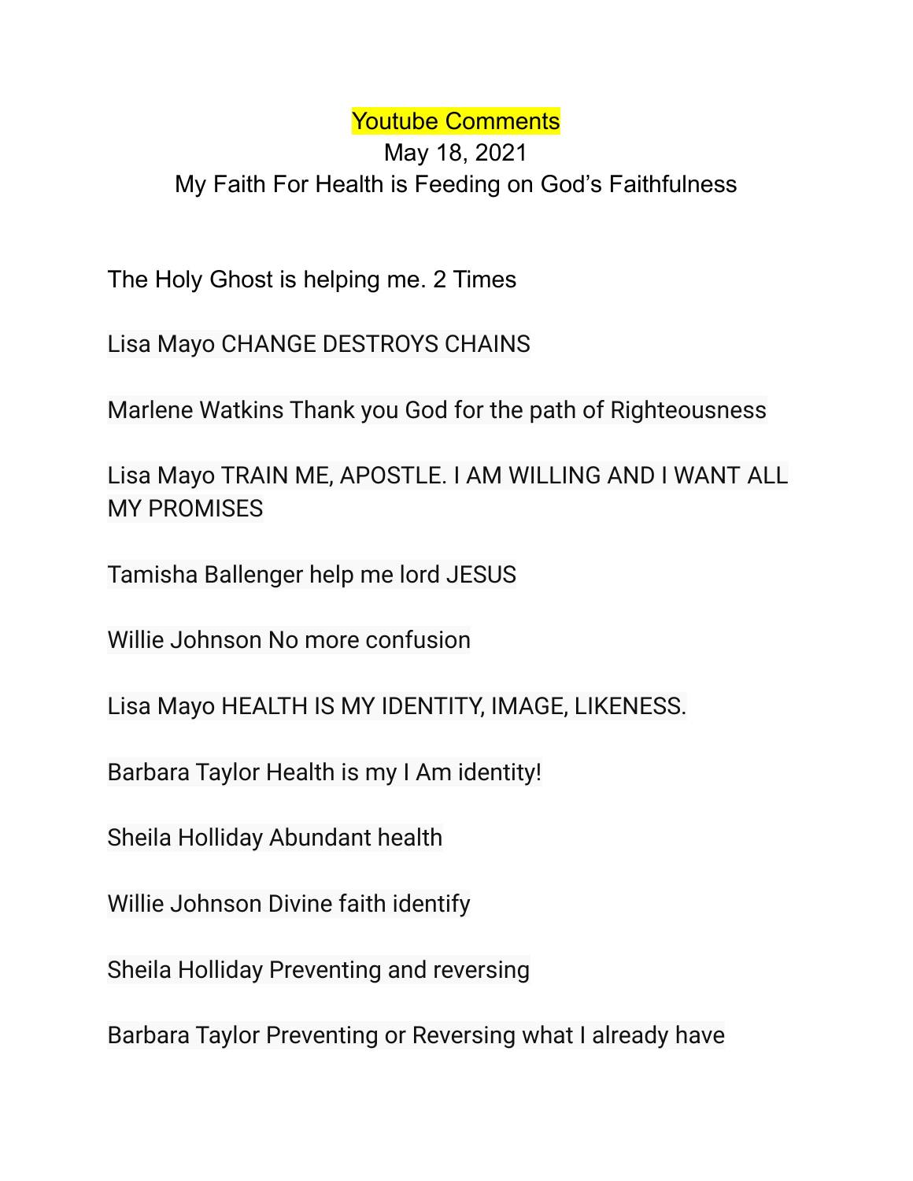Youtube Comments

May 18, 2021

My Faith For Health is Feeding on God's Faithfulness

The Holy Ghost is helping me. 2 Times

Lisa Mayo CHANGE DESTROYS CHAINS

Marlene Watkins Thank you God for the path of Righteousness

Lisa Mayo TRAIN ME, APOSTLE. I AM WILLING AND I WANT ALL MY PROMISES

Tamisha Ballenger help me lord JESUS

Willie Johnson No more confusion

Lisa Mayo HEALTH IS MY IDENTITY, IMAGE, LIKENESS.

Barbara Taylor Health is my I Am identity!

Sheila Holliday Abundant health

Willie Johnson Divine faith identify

Sheila Holliday Preventing and reversing

Barbara Taylor Preventing or Reversing what I already have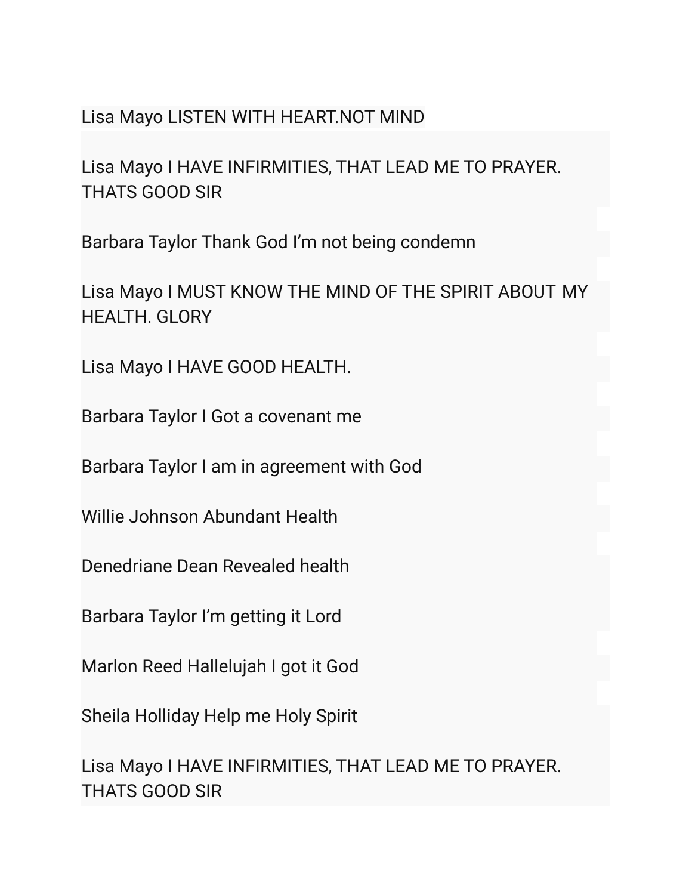Lisa Mayo LISTEN WITH HEART.NOT MIND

Lisa Mayo I HAVE INFIRMITIES, THAT LEAD ME TO PRAYER. THATS GOOD SIR

Barbara Taylor Thank God I'm not being condemn

Lisa Mayo I MUST KNOW THE MIND OF THE SPIRIT ABOUT MY HEALTH. GLORY

Lisa Mayo I HAVE GOOD HEALTH.

Barbara Taylor I Got a covenant me

Barbara Taylor I am in agreement with God

Willie Johnson Abundant Health

Denedriane Dean Revealed health

Barbara Taylor I'm getting it Lord

Marlon Reed Hallelujah I got it God

Sheila Holliday Help me Holy Spirit

Lisa Mayo I HAVE INFIRMITIES, THAT LEAD ME TO PRAYER. THATS GOOD SIR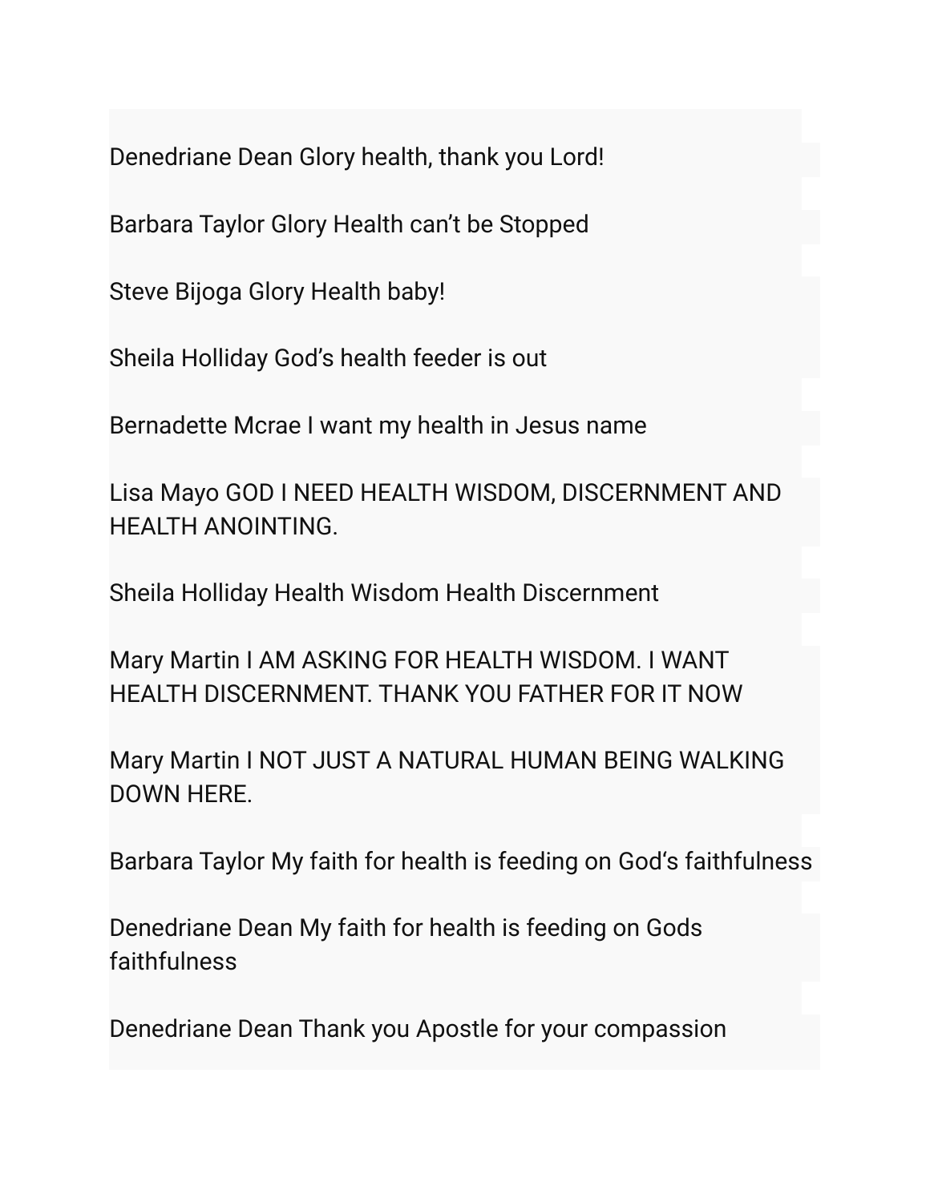Denedriane Dean Glory health, thank you Lord!

Barbara Taylor Glory Health can't be Stopped

Steve Bijoga Glory Health baby!

Sheila Holliday God's health feeder is out

Bernadette Mcrae I want my health in Jesus name

Lisa Mayo GOD I NEED HEALTH WISDOM, DISCERNMENT AND HEALTH ANOINTING.

Sheila Holliday Health Wisdom Health Discernment

Mary Martin I AM ASKING FOR HEALTH WISDOM. I WANT HEALTH DISCERNMENT. THANK YOU FATHER FOR IT NOW

Mary Martin I NOT JUST A NATURAL HUMAN BEING WALKING DOWN HERE.

Barbara Taylor My faith for health is feeding on God's faithfulness

Denedriane Dean My faith for health is feeding on Gods faithfulness

Denedriane Dean Thank you Apostle for your compassion